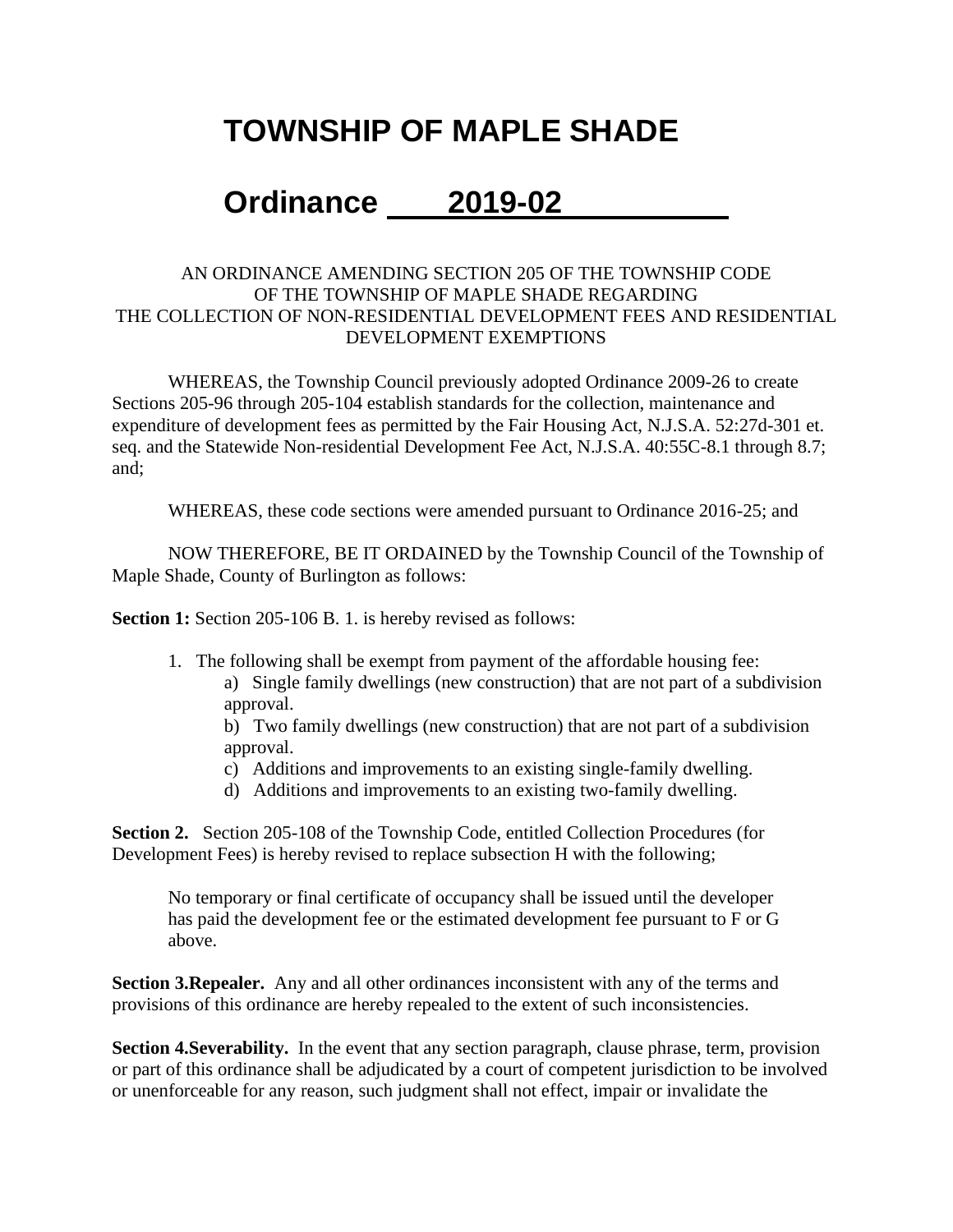# TOWNSHIP OF MAPLE SHADE

# Ordinance 2019-02

AN ORDINANCE AMENDING SECTION 205 OF THE TOWNSHIP CODE OF THE TOWNSHIP OF MAPLE SHADE REGARDING THE COLLECTION OF NON-RESIDENTIAL DEVELOPMENT FEES AND RESIDENTIAL DEVELOPMENT EXEMPTIONS

WHEREAS, the Township Council previously adopted Ordinance 2009-26 to create Sections 205-96 through 205-104 establish standards for the collection, maintenance and expenditure of development fees as permitted by the Fair Housing Act, N.J.S.A. 52:27d-301 et. seq. and the Statewide Non-residential Development Fee Act, N.J.S.A. 40:55C-8.1 through 8.7; and;

WHEREAS, these code sections were amended pursuant to Ordinance 2016-25; and

NOW THEREFORE, BE IT ORDAINED by the Township Council of the Township of Maple Shade, County of Burlington as follows:

**Section 1:** Section 205-106 B. 1. is hereby revised as follows:

1. The following shall be exempt from payment of the affordable housing fee:
   a) Single family dwellings (new construction) that are not part of a subdivision approval.
   b) Two family dwellings (new construction) that are not part of a subdivision approval.
   c) Additions and improvements to an existing single-family dwelling.
   d) Additions and improvements to an existing two-family dwelling.

**Section 2.** Section 205-108 of the Township Code, entitled Collection Procedures (for Development Fees) is hereby revised to replace subsection H with the following;

No temporary or final certificate of occupancy shall be issued until the developer has paid the development fee or the estimated development fee pursuant to F or G above.

**Section 3.Repealer.** Any and all other ordinances inconsistent with any of the terms and provisions of this ordinance are hereby repealed to the extent of such inconsistencies.

**Section 4.Severability.** In the event that any section paragraph, clause phrase, term, provision or part of this ordinance shall be adjudicated by a court of competent jurisdiction to be involved or unenforceable for any reason, such judgment shall not effect, impair or invalidate the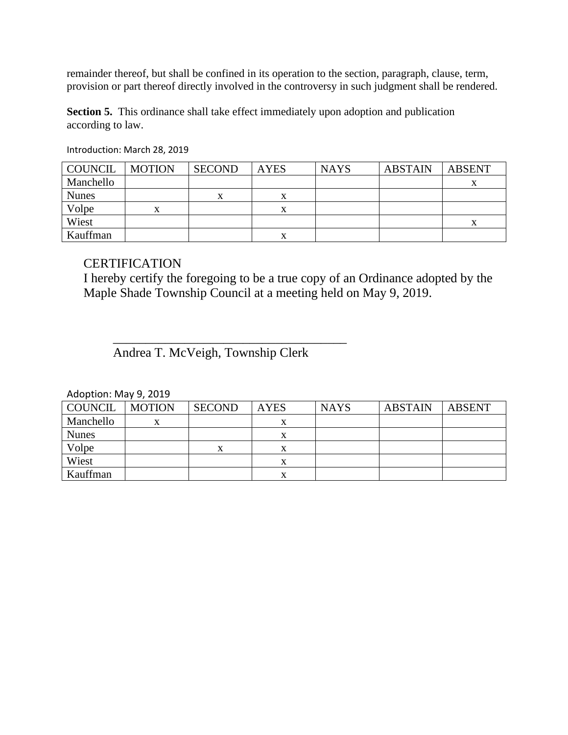remainder thereof, but shall be confined in its operation to the section, paragraph, clause, term, provision or part thereof directly involved in the controversy in such judgment shall be rendered.

**Section 5.** This ordinance shall take effect immediately upon adoption and publication according to law.

Introduction: March 28, 2019

| COUNCIL | MOTION | SECOND | AYES | NAYS | ABSTAIN | ABSENT |
|---|---|---|---|---|---|---|
| Manchello | | | | | | x |
| Nunes | | x | x | | | |
| Volpe | x | | x | | | |
| Wiest | | | | | | x |
| Kauffman | | | x | | | |

CERTIFICATION
I hereby certify the foregoing to be a true copy of an Ordinance adopted by the Maple Shade Township Council at a meeting held on May 9, 2019.

_____________________________________
Andrea T. McVeigh, Township Clerk

Adoption: May 9, 2019

| COUNCIL | MOTION | SECOND | AYES | NAYS | ABSTAIN | ABSENT |
|---|---|---|---|---|---|---|
| Manchello | x | | x | | | |
| Nunes | | | x | | | |
| Volpe | | x | x | | | |
| Wiest | | | x | | | |
| Kauffman | | | x | | | |